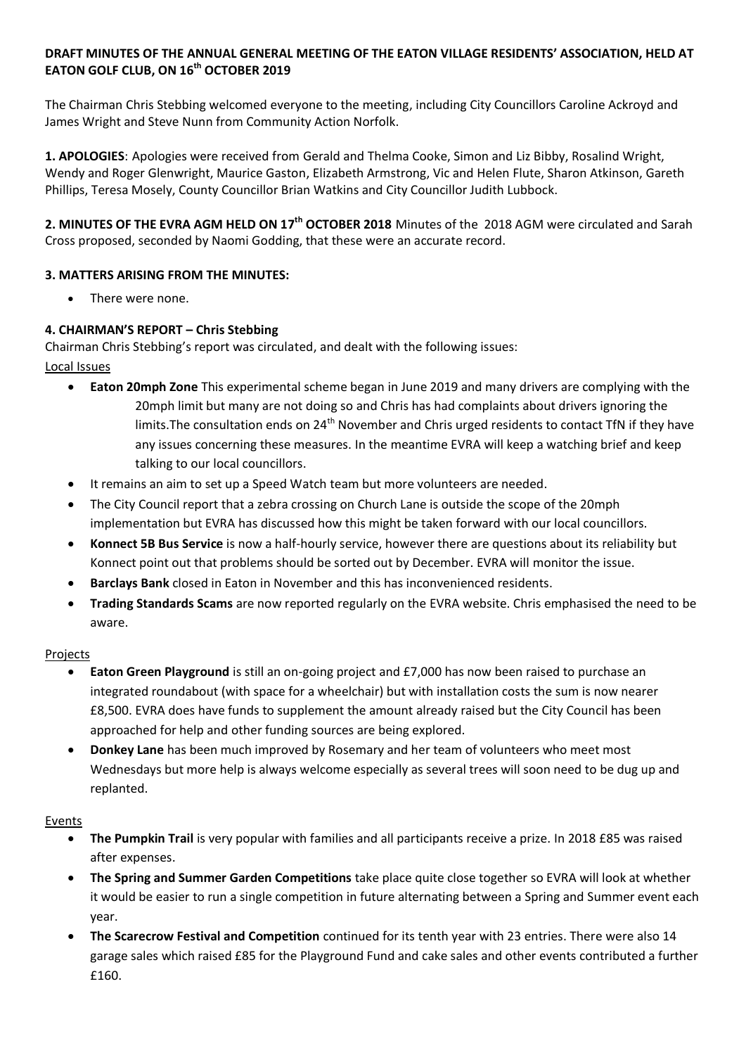**DRAFT MINUTES OF THE ANNUAL GENERAL MEETING OF THE EATON VILLAGE RESIDENTS' ASSOCIATION, HELD AT EATON GOLF CLUB, ON 16th OCTOBER 2019**

The Chairman Chris Stebbing welcomed everyone to the meeting, including City Councillors Caroline Ackroyd and James Wright and Steve Nunn from Community Action Norfolk.

**1. APOLOGIES**: Apologies were received from Gerald and Thelma Cooke, Simon and Liz Bibby, Rosalind Wright, Wendy and Roger Glenwright, Maurice Gaston, Elizabeth Armstrong, Vic and Helen Flute, Sharon Atkinson, Gareth Phillips, Teresa Mosely, County Councillor Brian Watkins and City Councillor Judith Lubbock.

**2. MINUTES OF THE EVRA AGM HELD ON 17th OCTOBER 2018** Minutes of the 2018 AGM were circulated and Sarah Cross proposed, seconded by Naomi Godding, that these were an accurate record.

**3. MATTERS ARISING FROM THE MINUTES:**

- There were none.

**4. CHAIRMAN'S REPORT – Chris Stebbing**

Chairman Chris Stebbing's report was circulated, and dealt with the following issues:

Local Issues

- **Eaton 20mph Zone** This experimental scheme began in June 2019 and many drivers are complying with the 20mph limit but many are not doing so and Chris has had complaints about drivers ignoring the limits.The consultation ends on 24th November and Chris urged residents to contact TfN if they have any issues concerning these measures. In the meantime EVRA will keep a watching brief and keep talking to our local councillors.
- It remains an aim to set up a Speed Watch team but more volunteers are needed.
- The City Council report that a zebra crossing on Church Lane is outside the scope of the 20mph implementation but EVRA has discussed how this might be taken forward with our local councillors.
- **Konnect 5B Bus Service** is now a half-hourly service, however there are questions about its reliability but Konnect point out that problems should be sorted out by December. EVRA will monitor the issue.
- **Barclays Bank** closed in Eaton in November and this has inconvenienced residents.
- **Trading Standards Scams** are now reported regularly on the EVRA website. Chris emphasised the need to be aware.

Projects

- **Eaton Green Playground** is still an on-going project and £7,000 has now been raised to purchase an integrated roundabout (with space for a wheelchair) but with installation costs the sum is now nearer £8,500. EVRA does have funds to supplement the amount already raised but the City Council has been approached for help and other funding sources are being explored.
- **Donkey Lane** has been much improved by Rosemary and her team of volunteers who meet most Wednesdays but more help is always welcome especially as several trees will soon need to be dug up and replanted.

Events

- **The Pumpkin Trail** is very popular with families and all participants receive a prize. In 2018 £85 was raised after expenses.
- **The Spring and Summer Garden Competitions** take place quite close together so EVRA will look at whether it would be easier to run a single competition in future alternating between a Spring and Summer event each year.
- **The Scarecrow Festival and Competition** continued for its tenth year with 23 entries. There were also 14 garage sales which raised £85 for the Playground Fund and cake sales and other events contributed a further £160.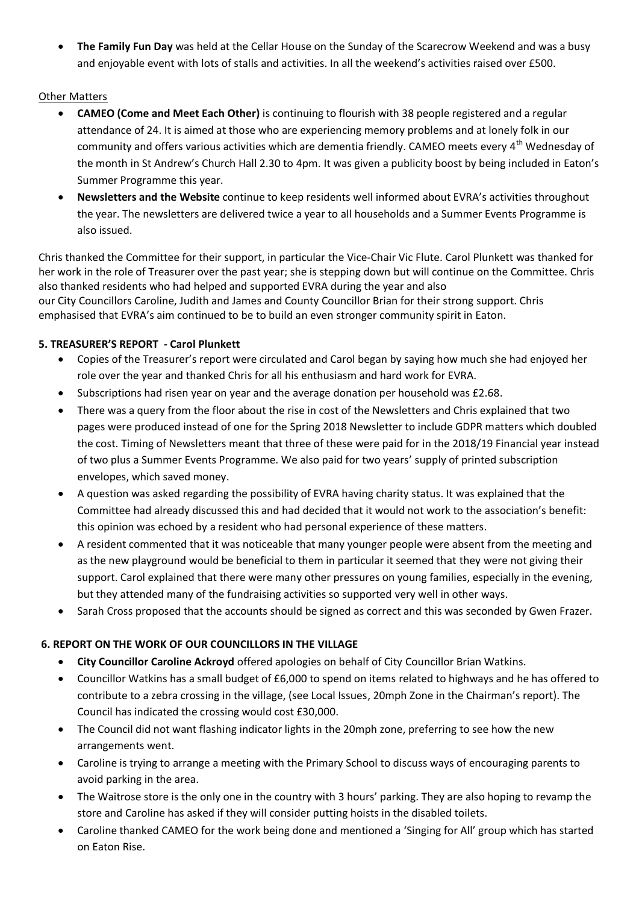- **The Family Fun Day** was held at the Cellar House on the Sunday of the Scarecrow Weekend and was a busy and enjoyable event with lots of stalls and activities. In all the weekend's activities raised over £500.

Other Matters

- **CAMEO (Come and Meet Each Other)** is continuing to flourish with 38 people registered and a regular attendance of 24. It is aimed at those who are experiencing memory problems and at lonely folk in our community and offers various activities which are dementia friendly. CAMEO meets every 4th Wednesday of the month in St Andrew's Church Hall 2.30 to 4pm. It was given a publicity boost by being included in Eaton's Summer Programme this year.
- **Newsletters and the Website** continue to keep residents well informed about EVRA's activities throughout the year. The newsletters are delivered twice a year to all households and a Summer Events Programme is also issued.

Chris thanked the Committee for their support, in particular the Vice-Chair Vic Flute. Carol Plunkett was thanked for her work in the role of Treasurer over the past year; she is stepping down but will continue on the Committee. Chris also thanked residents who had helped and supported EVRA during the year and also our City Councillors Caroline, Judith and James and County Councillor Brian for their strong support. Chris emphasised that EVRA's aim continued to be to build an even stronger community spirit in Eaton.

**5. TREASURER'S REPORT - Carol Plunkett**

- Copies of the Treasurer's report were circulated and Carol began by saying how much she had enjoyed her role over the year and thanked Chris for all his enthusiasm and hard work for EVRA.
- Subscriptions had risen year on year and the average donation per household was £2.68.
- There was a query from the floor about the rise in cost of the Newsletters and Chris explained that two pages were produced instead of one for the Spring 2018 Newsletter to include GDPR matters which doubled the cost. Timing of Newsletters meant that three of these were paid for in the 2018/19 Financial year instead of two plus a Summer Events Programme. We also paid for two years' supply of printed subscription envelopes, which saved money.
- A question was asked regarding the possibility of EVRA having charity status. It was explained that the Committee had already discussed this and had decided that it would not work to the association's benefit: this opinion was echoed by a resident who had personal experience of these matters.
- A resident commented that it was noticeable that many younger people were absent from the meeting and as the new playground would be beneficial to them in particular it seemed that they were not giving their support. Carol explained that there were many other pressures on young families, especially in the evening, but they attended many of the fundraising activities so supported very well in other ways.
- Sarah Cross proposed that the accounts should be signed as correct and this was seconded by Gwen Frazer.

**6. REPORT ON THE WORK OF OUR COUNCILLORS IN THE VILLAGE**

- **City Councillor Caroline Ackroyd** offered apologies on behalf of City Councillor Brian Watkins.
- Councillor Watkins has a small budget of £6,000 to spend on items related to highways and he has offered to contribute to a zebra crossing in the village, (see Local Issues, 20mph Zone in the Chairman's report). The Council has indicated the crossing would cost £30,000.
- The Council did not want flashing indicator lights in the 20mph zone, preferring to see how the new arrangements went.
- Caroline is trying to arrange a meeting with the Primary School to discuss ways of encouraging parents to avoid parking in the area.
- The Waitrose store is the only one in the country with 3 hours' parking. They are also hoping to revamp the store and Caroline has asked if they will consider putting hoists in the disabled toilets.
- Caroline thanked CAMEO for the work being done and mentioned a 'Singing for All' group which has started on Eaton Rise.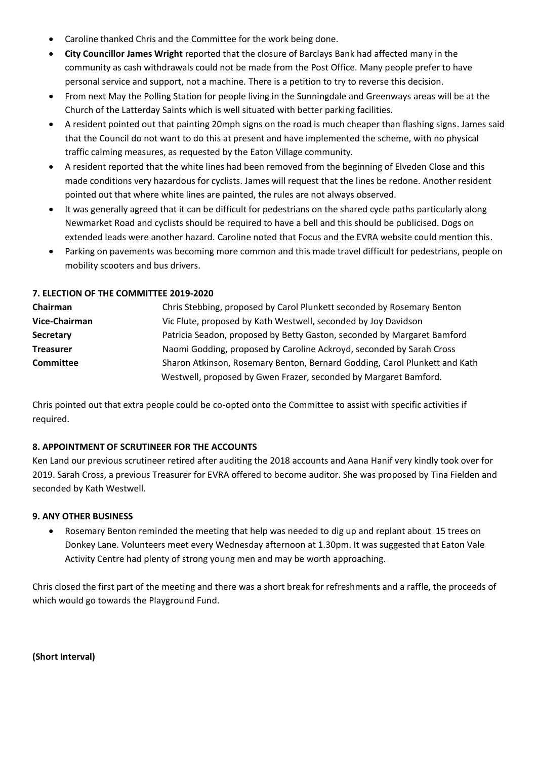- Caroline thanked Chris and the Committee for the work being done.
- **City Councillor James Wright** reported that the closure of Barclays Bank had affected many in the community as cash withdrawals could not be made from the Post Office. Many people prefer to have personal service and support, not a machine. There is a petition to try to reverse this decision.
- From next May the Polling Station for people living in the Sunningdale and Greenways areas will be at the Church of the Latterday Saints which is well situated with better parking facilities.
- A resident pointed out that painting 20mph signs on the road is much cheaper than flashing signs. James said that the Council do not want to do this at present and have implemented the scheme, with no physical traffic calming measures, as requested by the Eaton Village community.
- A resident reported that the white lines had been removed from the beginning of Elveden Close and this made conditions very hazardous for cyclists. James will request that the lines be redone. Another resident pointed out that where white lines are painted, the rules are not always observed.
- It was generally agreed that it can be difficult for pedestrians on the shared cycle paths particularly along Newmarket Road and cyclists should be required to have a bell and this should be publicised. Dogs on extended leads were another hazard. Caroline noted that Focus and the EVRA website could mention this.
- Parking on pavements was becoming more common and this made travel difficult for pedestrians, people on mobility scooters and bus drivers.

**7. ELECTION OF THE COMMITTEE 2019-2020**

| | |
|---|---|
| **Chairman** | Chris Stebbing, proposed by Carol Plunkett seconded by Rosemary Benton |
| **Vice-Chairman** | Vic Flute, proposed by Kath Westwell, seconded by Joy Davidson |
| **Secretary** | Patricia Seadon, proposed by Betty Gaston, seconded by Margaret Bamford |
| **Treasurer** | Naomi Godding, proposed by Caroline Ackroyd, seconded by Sarah Cross |
| **Committee** | Sharon Atkinson, Rosemary Benton, Bernard Godding, Carol Plunkett and Kath Westwell, proposed by Gwen Frazer, seconded by Margaret Bamford. |

Chris pointed out that extra people could be co-opted onto the Committee to assist with specific activities if required.

**8. APPOINTMENT OF SCRUTINEER FOR THE ACCOUNTS**

Ken Land our previous scrutineer retired after auditing the 2018 accounts and Aana Hanif very kindly took over for 2019. Sarah Cross, a previous Treasurer for EVRA offered to become auditor. She was proposed by Tina Fielden and seconded by Kath Westwell.

**9. ANY OTHER BUSINESS**

- Rosemary Benton reminded the meeting that help was needed to dig up and replant about 15 trees on Donkey Lane. Volunteers meet every Wednesday afternoon at 1.30pm. It was suggested that Eaton Vale Activity Centre had plenty of strong young men and may be worth approaching.

Chris closed the first part of the meeting and there was a short break for refreshments and a raffle, the proceeds of which would go towards the Playground Fund.

**(Short Interval)**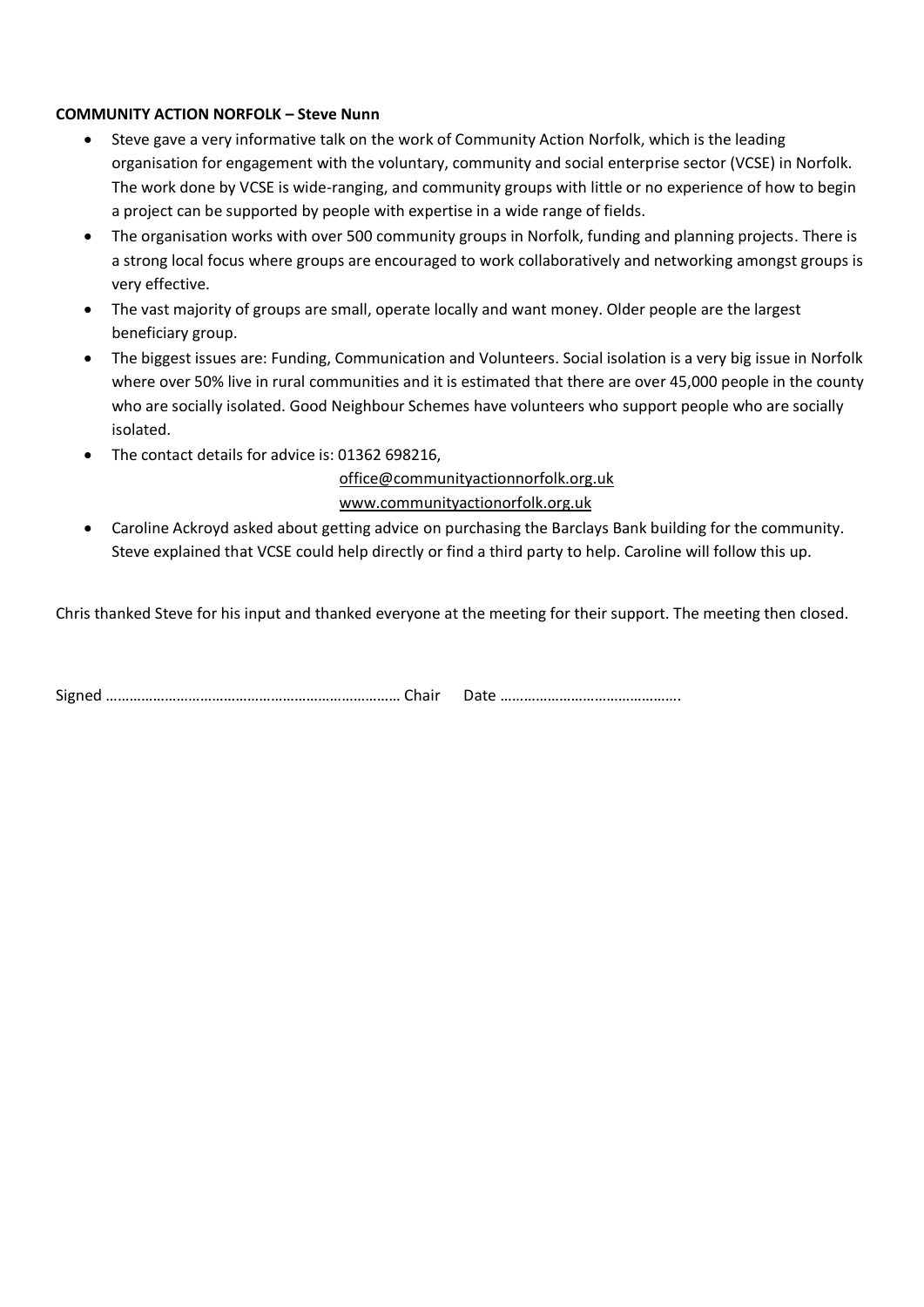**COMMUNITY ACTION NORFOLK – Steve Nunn**

- Steve gave a very informative talk on the work of Community Action Norfolk, which is the leading organisation for engagement with the voluntary, community and social enterprise sector (VCSE) in Norfolk. The work done by VCSE is wide-ranging, and community groups with little or no experience of how to begin a project can be supported by people with expertise in a wide range of fields.
- The organisation works with over 500 community groups in Norfolk, funding and planning projects. There is a strong local focus where groups are encouraged to work collaboratively and networking amongst groups is very effective.
- The vast majority of groups are small, operate locally and want money. Older people are the largest beneficiary group.
- The biggest issues are: Funding, Communication and Volunteers. Social isolation is a very big issue in Norfolk where over 50% live in rural communities and it is estimated that there are over 45,000 people in the county who are socially isolated. Good Neighbour Schemes have volunteers who support people who are socially isolated.
- The contact details for advice is: 01362 698216,
  office@communityactionnorfolk.org.uk
  www.communityactionorfolk.org.uk
- Caroline Ackroyd asked about getting advice on purchasing the Barclays Bank building for the community. Steve explained that VCSE could help directly or find a third party to help. Caroline will follow this up.

Chris thanked Steve for his input and thanked everyone at the meeting for their support. The meeting then closed.

Signed ………………………………………………………………… Chair Date ……………………………………….